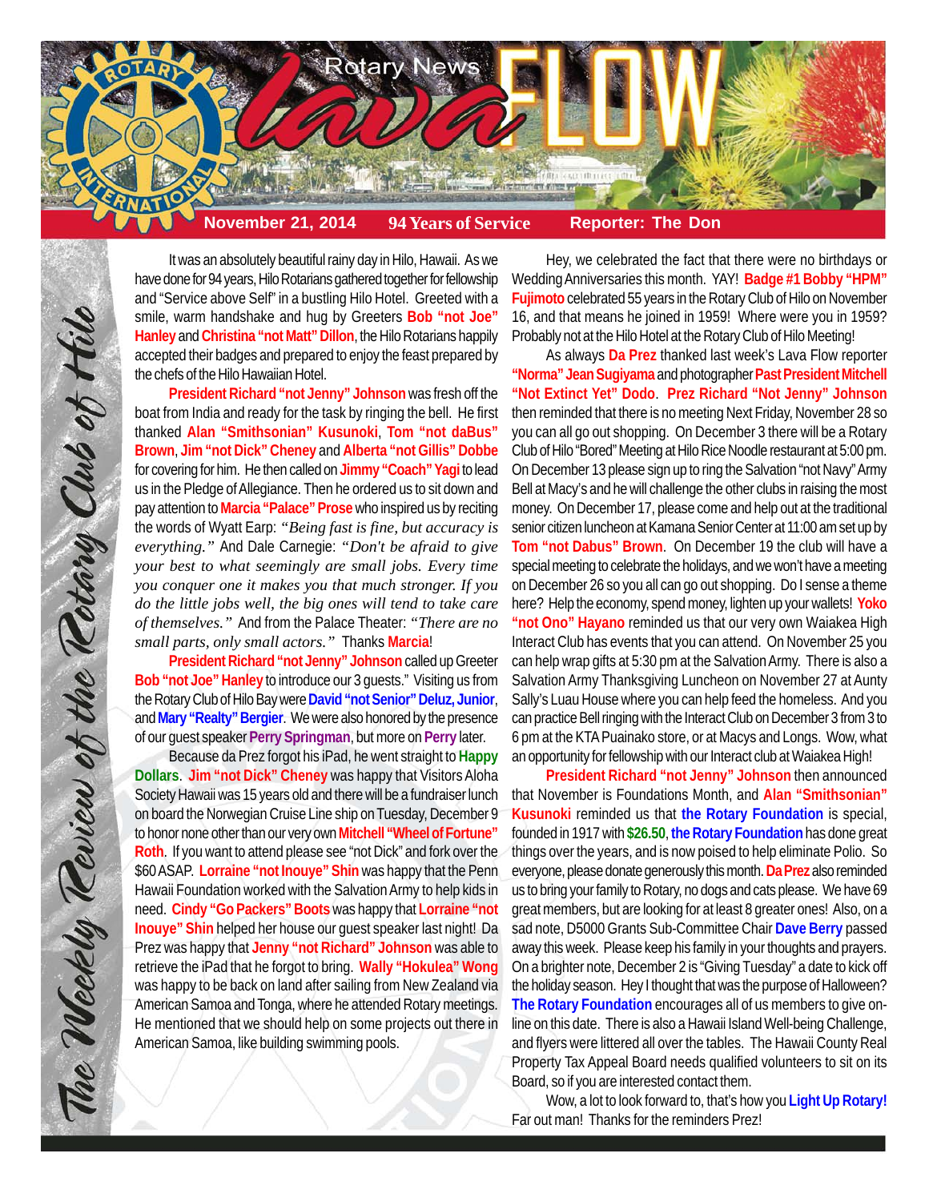# Rotary News Lava FLOW

**November 21, 2014** | **94 Years of Service** | **Reporter: The Don**

*The Weekly Review of the Rotary Club of Hilo*

It was an absolutely beautiful rainy day in Hilo, Hawaii. As we have done for 94 years, Hilo Rotarians gathered together for fellowship and "Service above Self" in a bustling Hilo Hotel. Greeted with a smile, warm handshake and hug by Greeters **Bob "not Joe" Hanley** and **Christina "not Matt" Dillon**, the Hilo Rotarians happily accepted their badges and prepared to enjoy the feast prepared by the chefs of the Hilo Hawaiian Hotel.

**President Richard "not Jenny" Johnson** was fresh off the boat from India and ready for the task by ringing the bell. He first thanked **Alan "Smithsonian" Kusunoki**, **Tom "not daBus" Brown**, **Jim "not Dick" Cheney** and **Alberta "not Gillis" Dobbe** for covering for him. He then called on **Jimmy "Coach" Yagi** to lead us in the Pledge of Allegiance. Then he ordered us to sit down and pay attention to **Marcia "Palace" Prose** who inspired us by reciting the words of Wyatt Earp: *"Being fast is fine, but accuracy is everything."* And Dale Carnegie: *"Don't be afraid to give your best to what seemingly are small jobs. Every time you conquer one it makes you that much stronger. If you do the little jobs well, the big ones will tend to take care of themselves."* And from the Palace Theater: *"There are no small parts, only small actors."* Thanks **Marcia**!

**President Richard "not Jenny" Johnson** called up Greeter **Bob "not Joe" Hanley** to introduce our 3 guests. Visiting us from the Rotary Club of Hilo Bay were **David "not Senior" Deluz, Junior**, and **Mary "Realty" Bergier**. We were also honored by the presence of our guest speaker **Perry Springman**, but more on **Perry** later.

Because da Prez forgot his iPad, he went straight to **Happy Dollars**. **Jim "not Dick" Cheney** was happy that Visitors Aloha Society Hawaii was 15 years old and there will be a fundraiser lunch on board the Norwegian Cruise Line ship on Tuesday, December 9 to honor none other than our very own **Mitchell "Wheel of Fortune" Roth**. If you want to attend please see "not Dick" and fork over the $60 ASAP. **Lorraine "not Inouye" Shin** was happy that the Penn Hawaii Foundation worked with the Salvation Army to help kids in need. **Cindy "Go Packers" Boots** was happy that **Lorraine "not Inouye" Shin** helped her house our guest speaker last night! Da Prez was happy that **Jenny "not Richard" Johnson** was able to retrieve the iPad that he forgot to bring. **Wally "Hokulea" Wong** was happy to be back on land after sailing from New Zealand via American Samoa and Tonga, where he attended Rotary meetings. He mentioned that we should help on some projects out there in American Samoa, like building swimming pools.

Hey, we celebrated the fact that there were no birthdays or Wedding Anniversaries this month. YAY! **Badge #1 Bobby "HPM" Fujimoto** celebrated 55 years in the Rotary Club of Hilo on November 16, and that means he joined in 1959! Where were you in 1959? Probably not at the Hilo Hotel at the Rotary Club of Hilo Meeting!

As always **Da Prez** thanked last week's Lava Flow reporter **"Norma" Jean Sugiyama** and photographer **Past President Mitchell "Not Extinct Yet" Dodo**. **Prez Richard "Not Jenny" Johnson** then reminded that there is no meeting Next Friday, November 28 so you can all go out shopping. On December 3 there will be a Rotary Club of Hilo "Bored" Meeting at Hilo Rice Noodle restaurant at 5:00 pm. On December 13 please sign up to ring the Salvation "not Navy" Army Bell at Macy's and he will challenge the other clubs in raising the most money. On December 17, please come and help out at the traditional senior citizen luncheon at Kamana Senior Center at 11:00 am set up by **Tom "not Dabus" Brown**. On December 19 the club will have a special meeting to celebrate the holidays, and we won't have a meeting on December 26 so you all can go out shopping. Do I sense a theme here? Help the economy, spend money, lighten up your wallets! **Yoko "not Ono" Hayano** reminded us that our very own Waiakea High Interact Club has events that you can attend. On November 25 you can help wrap gifts at 5:30 pm at the Salvation Army. There is also a Salvation Army Thanksgiving Luncheon on November 27 at Aunty Sally's Luau House where you can help feed the homeless. And you can practice Bell ringing with the Interact Club on December 3 from 3 to 6 pm at the KTA Puainako store, or at Macys and Longs. Wow, what an opportunity for fellowship with our Interact club at Waiakea High!

**President Richard "not Jenny" Johnson** then announced that November is Foundations Month, and **Alan "Smithsonian" Kusunoki** reminded us that **the Rotary Foundation** is special, founded in 1917 with **$26.50**, **the Rotary Foundation** has done great things over the years, and is now poised to help eliminate Polio. So everyone, please donate generously this month. **Da Prez** also reminded us to bring your family to Rotary, no dogs and cats please. We have 69 great members, but are looking for at least 8 greater ones! Also, on a sad note, D5000 Grants Sub-Committee Chair **Dave Berry** passed away this week. Please keep his family in your thoughts and prayers. On a brighter note, December 2 is "Giving Tuesday" a date to kick off the holiday season. Hey I thought that was the purpose of Halloween? **The Rotary Foundation** encourages all of us members to give on-line on this date. There is also a Hawaii Island Well-being Challenge, and flyers were littered all over the tables. The Hawaii County Real Property Tax Appeal Board needs qualified volunteers to sit on its Board, so if you are interested contact them.

Wow, a lot to look forward to, that's how you **Light Up Rotary!** Far out man! Thanks for the reminders Prez!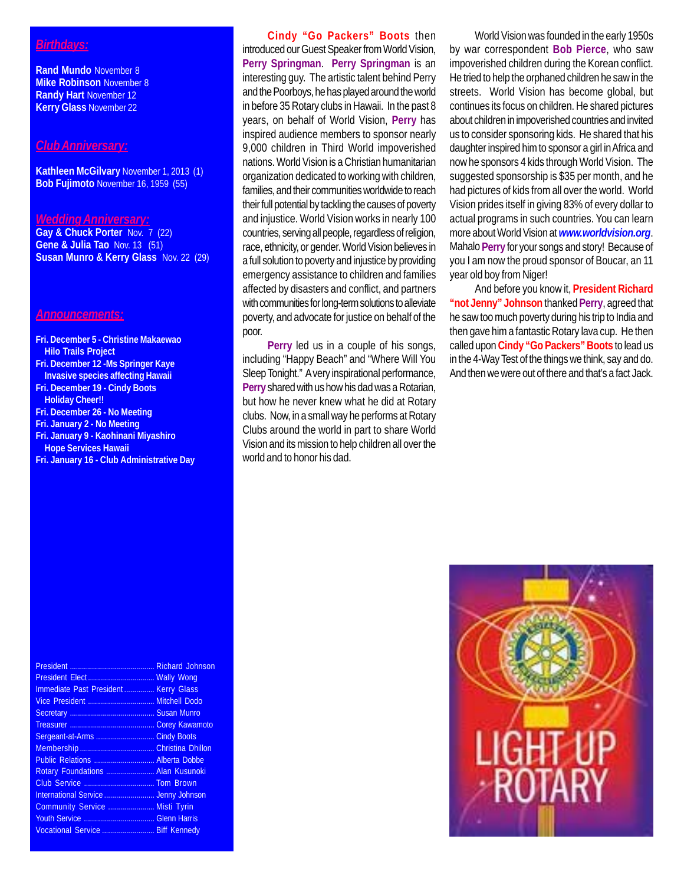## Birthdays:

**Rand Mundo** November 8
**Mike Robinson** November 8
**Randy Hart** November 12
**Kerry Glass** November 22

## Club Anniversary:

**Kathleen McGilvary** November 1, 2013 (1)
**Bob Fujimoto** November 16, 1959 (55)

## Wedding Anniversary:

**Gay & Chuck Porter** Nov. 7 (22)
**Gene & Julia Tao** Nov. 13 (51)
**Susan Munro & Kerry Glass** Nov. 22 (29)

## Announcements:

**Fri. December 5 - Christine Makaewao Hilo Trails Project**
**Fri. December 12 -Ms Springer Kaye Invasive species affecting Hawaii**
**Fri. December 19 - Cindy Boots Holiday Cheer!!**
**Fri. December 26 - No Meeting**
**Fri. January 2 - No Meeting**
**Fri. January 9 - Kaohinani Miyashiro Hope Services Hawaii**
**Fri. January 16 - Club Administrative Day**

| | |
|---|---|
| President | Richard Johnson |
| President Elect | Wally Wong |
| Immediate Past President | Kerry Glass |
| Vice President | Mitchell Dodo |
| Secretary | Susan Munro |
| Treasurer | Corey Kawamoto |
| Sergeant-at-Arms | Cindy Boots |
| Membership | Christina Dhillon |
| Public Relations | Alberta Dobbe |
| Rotary Foundations | Alan Kusunoki |
| Club Service | Tom Brown |
| International Service | Jenny Johnson |
| Community Service | Misti Tyrin |
| Youth Service | Glenn Harris |
| Vocational Service | Biff Kennedy |

**Cindy "Go Packers" Boots** then introduced our Guest Speaker from World Vision, **Perry Springman**. **Perry Springman** is an interesting guy. The artistic talent behind Perry and the Poorboys, he has played around the world in before 35 Rotary clubs in Hawaii. In the past 8 years, on behalf of World Vision, **Perry** has inspired audience members to sponsor nearly 9,000 children in Third World impoverished nations. World Vision is a Christian humanitarian organization dedicated to working with children, families, and their communities worldwide to reach their full potential by tackling the causes of poverty and injustice. World Vision works in nearly 100 countries, serving all people, regardless of religion, race, ethnicity, or gender. World Vision believes in a full solution to poverty and injustice by providing emergency assistance to children and families affected by disasters and conflict, and partners with communities for long-term solutions to alleviate poverty, and advocate for justice on behalf of the poor.

**Perry** led us in a couple of his songs, including "Happy Beach" and "Where Will You Sleep Tonight." A very inspirational performance, **Perry** shared with us how his dad was a Rotarian, but how he never knew what he did at Rotary clubs. Now, in a small way he performs at Rotary Clubs around the world in part to share World Vision and its mission to help children all over the world and to honor his dad.

World Vision was founded in the early 1950s by war correspondent **Bob Pierce**, who saw impoverished children during the Korean conflict. He tried to help the orphaned children he saw in the streets. World Vision has become global, but continues its focus on children. He shared pictures about children in impoverished countries and invited us to consider sponsoring kids. He shared that his daughter inspired him to sponsor a girl in Africa and now he sponsors 4 kids through World Vision. The suggested sponsorship is $35 per month, and he had pictures of kids from all over the world. World Vision prides itself in giving 83% of every dollar to actual programs in such countries. You can learn more about World Vision at ***www.worldvision.org***. Mahalo **Perry** for your songs and story! Because of you I am now the proud sponsor of Boucar, an 11 year old boy from Niger!

And before you know it, **President Richard "not Jenny" Johnson** thanked **Perry**, agreed that he saw too much poverty during his trip to India and then gave him a fantastic Rotary lava cup. He then called upon **Cindy "Go Packers" Boots** to lead us in the 4-Way Test of the things we think, say and do. And then we were out of there and that's a fact Jack.

LIGHT UP ROTARY